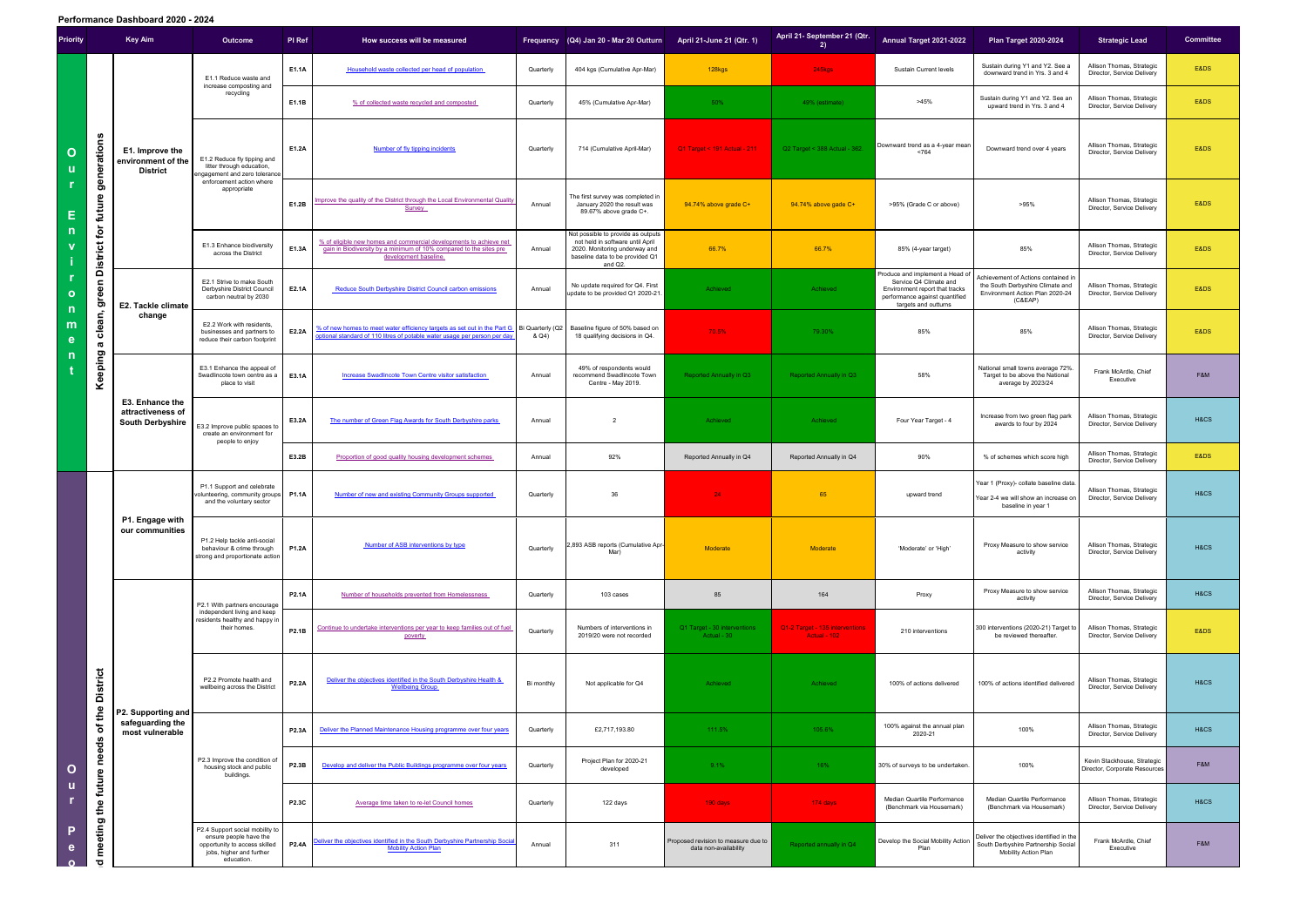# Performance Dashboard 2020 - 2024

| Priority | | Key Aim | Outcome | PI Ref | How success will be measured | Frequency | (Q4) Jan 20 - Mar 20 Outturn | April 21-June 21 (Qtr. 1) | April 21- September 21 (Qtr. 2) | Annual Target 2021-2022 | Plan Target 2020-2024 | Strategic Lead | Committee |
|---|---|---|---|---|---|---|---|---|---|---|---|---|---|
| Our Environment | Keeping a clean, green District for future generations | E1. Improve the environment of the District | E1.1 Reduce waste and increase composting and recycling | E1.1A | Household waste collected per head of population | Quarterly | 404 kgs (Cumulative Apr-Mar) | 128kgs | 245kgs | Sustain Current levels | Sustain during Y1 and Y2. See a downward trend in Yrs. 3 and 4 | Allison Thomas, Strategic Director, Service Delivery | E&DS |
| | | | | E1.1B | % of collected waste recycled and composted | Quarterly | 45% (Cumulative Apr-Mar) | 50% | 49% (estimate) | >45% | Sustain during Y1 and Y2. See an upward trend in Yrs. 3 and 4 | Allison Thomas, Strategic Director, Service Delivery | E&DS |
| | | | E1.2 Reduce fly tipping and litter through education, engagement and zero tolerance enforcement action where appropriate | E1.2A | Number of fly tipping incidents | Quarterly | 714 (Cumulative April-Mar) | Q1 Target < 191 Actual - 211 | Q2 Target < 388 Actual - 362 | Downward trend as a 4-year mean <764 | Downward trend over 4 years | Allison Thomas, Strategic Director, Service Delivery | E&DS |
| | | | | E1.2B | Improve the quality of the District through the Local Environmental Quality Survey | Annual | The first survey was completed in January 2020 the result was 89.67% above grade C+. | 94.74% above grade C+ | 94.74% above gade C+ | >95% (Grade C or above) | >95% | Allison Thomas, Strategic Director, Service Delivery | E&DS |
| | | | E1.3 Enhance biodiversity across the District | E1.3A | % of eligible new homes and commercial developments to achieve net gain in Biodiversity by a minimum of 10% compared to the sites pre development baseline. | Annual | Not possible to provide as outputs not held in software until April 2020. Monitoring underway and baseline data to be provided Q1 and Q2. | 66.7% | 66.7% | 85% (4-year target) | 85% | Allison Thomas, Strategic Director, Service Delivery | E&DS |
| | | E2. Tackle climate change | E2.1 Strive to make South Derbyshire District Council carbon neutral by 2030 | E2.1A | Reduce South Derbyshire District Council carbon emissions | Annual | No update required for Q4. First update to be provided Q1 2020-21. | Achieved | Achieved | Produce and implement a Head of Service Q4 Climate and Environment report that tracks performance against quantified targets and outturns | Achievement of Actions contained in the South Derbyshire Climate and Environment Action Plan 2020-24 (C&EAP) | Allison Thomas, Strategic Director, Service Delivery | E&DS |
| | | | E2.2 Work with residents, businesses and partners to reduce their carbon footprint | E2.2A | % of new homes to meet water efficiency targets as set out in the Part G optional standard of 110 litres of potable water usage per person per day | Bi Quarterly (Q2 & Q4) | Baseline figure of 50% based on 18 qualifying decisions in Q4. | 70.5% | 79.30% | 85% | 85% | Allison Thomas, Strategic Director, Service Delivery | E&DS |
| | | E3. Enhance the attractiveness of South Derbyshire | E3.1 Enhance the appeal of Swadlincote town centre as a place to visit | E3.1A | Increase Swadlincote Town Centre visitor satisfaction | Annual | 49% of respondents would recommend Swadlincote Town Centre - May 2019. | Reported Annually in Q3 | Reported Annually in Q3 | 58% | National small towns average 72%. Target to be above the National average by 2023/24 | Frank McArdle, Chief Executive | F&M |
| | | | E3.2 Improve public spaces to create an environment for people to enjoy | E3.2A | The number of Green Flag Awards for South Derbyshire parks | Annual | 2 | Achieved | Achieved | Four Year Target - 4 | Increase from two green flag park awards to four by 2024 | Allison Thomas, Strategic Director, Service Delivery | H&CS |
| | | | | E3.2B | Proportion of good quality housing development schemes | Annual | 92% | Reported Annually in Q4 | Reported Annually in Q4 | 90% | % of schemes which score high | Allison Thomas, Strategic Director, Service Delivery | E&DS |
| Our Peo... | ...d meeting the future needs of the District | P1. Engage with our communities | P1.1 Support and celebrate volunteering, community groups and the voluntary sector | P1.1A | Number of new and existing Community Groups supported | Quarterly | 36 | 24 | 65 | upward trend | Year 1 (Proxy)- collate baseline data. Year 2-4 we will show an increase on baseline in year 1 | Allison Thomas, Strategic Director, Service Delivery | H&CS |
| | | | P1.2 Help tackle anti-social behaviour & crime through strong and proportionate action | P1.2A | Number of ASB interventions by type | Quarterly | 2,893 ASB reports (Cumulative Apr-Mar) | Moderate | Moderate | 'Moderate' or 'High' | Proxy Measure to show service activity | Allison Thomas, Strategic Director, Service Delivery | H&CS |
| | | P2. Supporting and safeguarding the most vulnerable | P2.1 With partners encourage independent living and keep residents healthy and happy in their homes. | P2.1A | Number of households prevented from Homelessness | Quarterly | 103 cases | 85 | 164 | Proxy | Proxy Measure to show service activity | Allison Thomas, Strategic Director, Service Delivery | H&CS |
| | | | | P2.1B | Continue to undertake interventions per year to keep families out of fuel poverty | Quarterly | Numbers of interventions in 2019/20 were not recorded | Q1 Target - 30 Interventions Actual - 30 | Q1-2 Target - 138 Interventions Actual - 102 | 210 interventions | 300 interventions (2020-21) Target to be reviewed thereafter. | Allison Thomas, Strategic Director, Service Delivery | E&DS |
| | | | P2.2 Promote health and wellbeing across the District | P2.2A | Deliver the objectives identified in the South Derbyshire Health & Wellbeing Group. | Bi monthly | Not applicable for Q4 | Achieved | Achieved | 100% of actions delivered | 100% of actions identified delivered | Allison Thomas, Strategic Director, Service Delivery | H&CS |
| | | | P2.3 Improve the condition of housing stock and public buildings. | P2.3A | Deliver the Planned Maintenance Housing programme over four years | Quarterly | £2,717,193.80 | 111.5% | 105.6% | 100% against the annual plan 2020-21 | 100% | Allison Thomas, Strategic Director, Service Delivery | H&CS |
| | | | | P2.3B | Develop and deliver the Public Buildings programme over four years | Quarterly | Project Plan for 2020-21 developed | 9.1% | 18% | 30% of surveys to be undertaken. | 100% | Kevin Stackhouse, Strategic Director, Corporate Resources | F&M |
| | | | | P2.3C | Average time taken to re-let Council homes | Quarterly | 122 days | 190 days | 174 days | Median Quartile Performance (Benchmark via Housemark) | Median Quartile Performance (Benchmark via Housemark) | Allison Thomas, Strategic Director, Service Delivery | H&CS |
| | | | P2.4 Support social mobility to ensure people have the opportunity to access skilled jobs, higher and further education. | P2.4A | Deliver the objectives identified in the South Derbyshire Partnership Social Mobility Action Plan | Annual | 311 | Proposed revision to measure due to data non-availability | Reported annually in Q4 | Develop the Social Mobility Action Plan | Deliver the objectives identified in the South Derbyshire Partnership Social Mobility Action Plan | Frank McArdle, Chief Executive | F&M |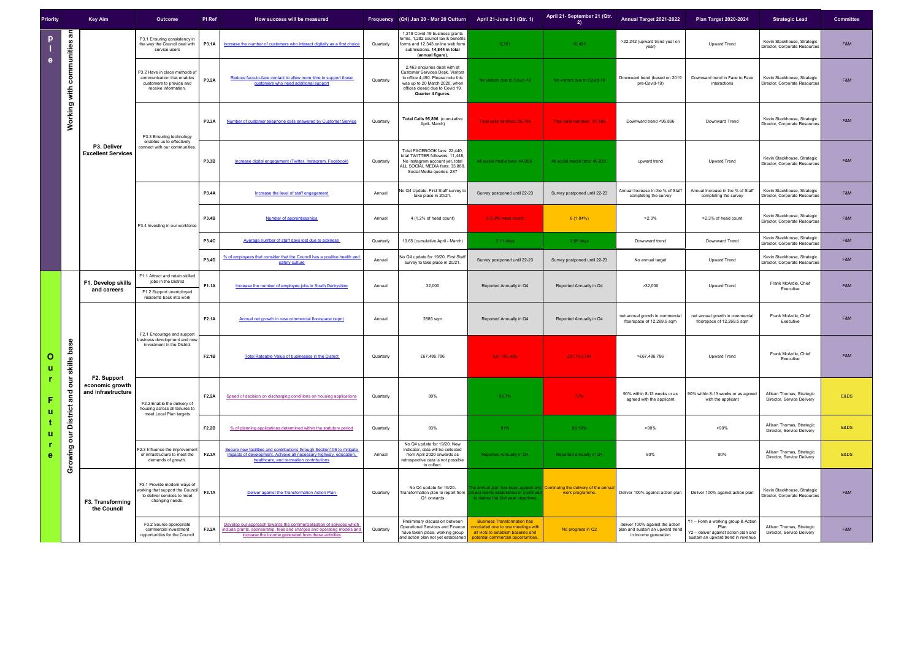| Priority | | Key Aim | Outcome | PI Ref | How success will be measured | Frequency | (Q4) Jan 20 - Mar 20 Outturn | April 21-June 21 (Qtr. 1) | April 21- September 21 (Qtr. 2) | Annual Target 2021-2022 | Plan Target 2020-2024 | Strategic Lead | Committee |
|---|---|---|---|---|---|---|---|---|---|---|---|---|---|
| People | Working with communities an | P3. Deliver Excellent Services | P3.1 Ensuring consistency in the way the Council deal with service users | P3.1A | Increase the number of customers who interact digitally as a first choice | Quarterly | 1,219 Covid-19 business grants forms, 1,282 council tax & benefits forms and 12,343 online web form submissions. **14,844 in total (annual figure).** | 5,301 | 10,491 | >22,242 (upward trend year on year) | Upward Trend | Kevin Stackhouse, Strategic Director, Corporate Resources | F&M |
| | | | P3.2 Have in place methods of communication that enables customers to provide and receive information. | P3.2A | Reduce face-to-face contact to allow more time to support those customers who need additional support | Quarterly | 2,463 enquiries dealt with at Customer Services Desk. Visitors to office 4,490. Please note this was up to 20 March 2020, when offices closed due to Covid 19. **Quarter 4 figures.** | No visitors due to Covid-19 | No visitors due to Covid-19 | Downward trend (based on 2019 pre-Covid-19) | Downward trend in Face to Face interactions | Kevin Stackhouse, Strategic Director, Corporate Resources | F&M |
| | | | P3.3 Ensuring technology enables us to effectively connect with our communities. | P3.3A | Number of customer telephone calls answered by Customer Service | Quarterly | **Total Calls 95,896** (cumulative April- March) | Total calls handled: 26,750 | Total calls handled: 51,888 | Downward trend <95,896 | Downward Trend | Kevin Stackhouse, Strategic Director, Corporate Resources | F&M |
| | | | | P3.3B | Increase digital engagement (Twitter, Instagram, Facebook) | Quarterly | Total FACEBOOK fans: 22,440, total TWITTER followers: 11,448, No Instagram account yet, total ALL SOCIAL MEDIA fans: 33,888. Social Media queries: 287 | All social media fans: 44,989. | All social media fans: 46,853. | upward trend | Upward Trend | Kevin Stackhouse, Strategic Director, Corporate Resources | F&M |
| | | | P3.4 Investing in our workforce | P3.4A | Increase the level of staff engagement | Annual | No Q4 Update. First Staff survey to take place in 20/21. | Survey postponed until 22-23 | Survey postponed until 22-23 | Annual Increase in the % of Staff completing the survey | Annual Increase in the % of Staff completing the survey | Kevin Stackhouse, Strategic Director, Corporate Resources | F&M |
| | | | | P3.4B | Number of apprenticeships | Annual | 4 (1.2% of head count) | 3 (0.9% head count) | 6 (1.84%) | >2.3% | >2.3% of head count | Kevin Stackhouse, Strategic Director, Corporate Resources | F&M |
| | | | | P3.4C | Average number of staff days lost due to sickness | Quarterly | 10.65 (cumulative April - March) | 2.11 days | 2.68 days | Downward trend | Downward Trend | Kevin Stackhouse, Strategic Director, Corporate Resources | F&M |
| | | | | P3.4D | % of employees that consider that the Council has a positive health and safety culture | Annual | No Q4 update for 19/20. First Staff survey to take place in 20/21. | Survey postponed until 22-23 | Survey postponed until 22-23 | No annual target | Upward Trend | Kevin Stackhouse, Strategic Director, Corporate Resources | F&M |
| Our Future | Growing our District and our skills base | F1. Develop skills and careers | F1.1 Attract and retain skilled jobs in the District<br>F1.2 Support unemployed residents back into work | F1.1A | Increase the number of employee jobs in South Derbyshire | Annual | 32,000 | Reported Annually in Q4 | Reported Annually in Q4 | >32,000 | Upward Trend | Frank McArdle, Chief Executive | F&M |
| | | F2. Support economic growth and infrastructure | F2.1 Encourage and support business development and new investment in the District | F2.1A | Annual net growth in new commercial floorspace (sqm) | Annual | 2885 sqm | Reported Annually in Q4 | Reported Annually in Q4 | net annual growth in commercial floorspace of 12,269.5 sqm | net annual growth in commercial floorspace of 12,269.5 sqm | Frank McArdle, Chief Executive | F&M |
| | | | | F2.1B | Total Rateable Value of businesses in the District | Quarterly | £67,486,786 | £67,150,426 | £67,133,754 | >£67,486,786 | Upward Trend | Frank McArdle, Chief Executive | F&M |
| | | | F2.2 Enable the delivery of housing across all tenures to meet Local Plan targets | F2.2A | Speed of decision on discharging conditions on housing applications | Quarterly | 80% | 93.7% | 72% | 90% within 8-13 weeks or as agreed with the applicant | 90% within 8-13 weeks or as agreed with the applicant | Allison Thomas, Strategic Director, Service Delivery | E&DS |
| | | | | F2.2B | % of planning applications determined within the statutory period | Quarterly | 93% | 91% | 93.10% | >90% | >90% | Allison Thomas, Strategic Director, Service Delivery | E&DS |
| | | | F2.3 Influence the improvement of infrastructure to meet the demands of growth. | F2.3A | Secure new facilities and contributions through Section106 to mitigate impacts of development. Achieve all necessary highway, education, healthcare, and recreation contributions | Annual | No Q4 update for 19/20. New indicator, data will be collected from April 2020 onwards as retrospective data is not possible to collect. | Reported Annually in Q4 | Reported annually in Q4 | 90% | 90% | Allison Thomas, Strategic Director, Service Delivery | E&DS |
| | | F3. Transforming the Council | F3.1 Provide modern ways of working that support the Council to deliver services to meet changing needs. | F3.1A | Deliver against the Transformation Action Plan | Quarterly | No Q4 update for 19/20. Transformation plan to report from Q1 onwards | The annual plan has been agreed and project teams established or continued to deliver the 2nd year objectives | Continuing the delivery of the annual work programme. | Deliver 100% against action plan | Deliver 100% against action plan | Kevin Stackhouse, Strategic Director, Corporate Resources | F&M |
| | | | F3.2 Source appropriate commercial investment opportunities for the Council | F3.2A | Develop our approach towards the commercialisation of services which include grants, sponsorship, fees and charges and operating models and increase the income generated from these activities | Quarterly | Preliminary discussion between Operational Services and Finance have taken place, working group and action plan not yet established | Business Transformation has concluded one to one meetings with all HoS to establish baseline and potential commercial opportunities. | No progress in Q2 | deliver 100% against the action plan and sustain an upward trend in income generation | Y1 – Form a working group & Action Plan<br>Y2 – deliver against action plan and sustain an upward trend in revenue | Allison Thomas, Strategic Director, Service Delivery | F&M |